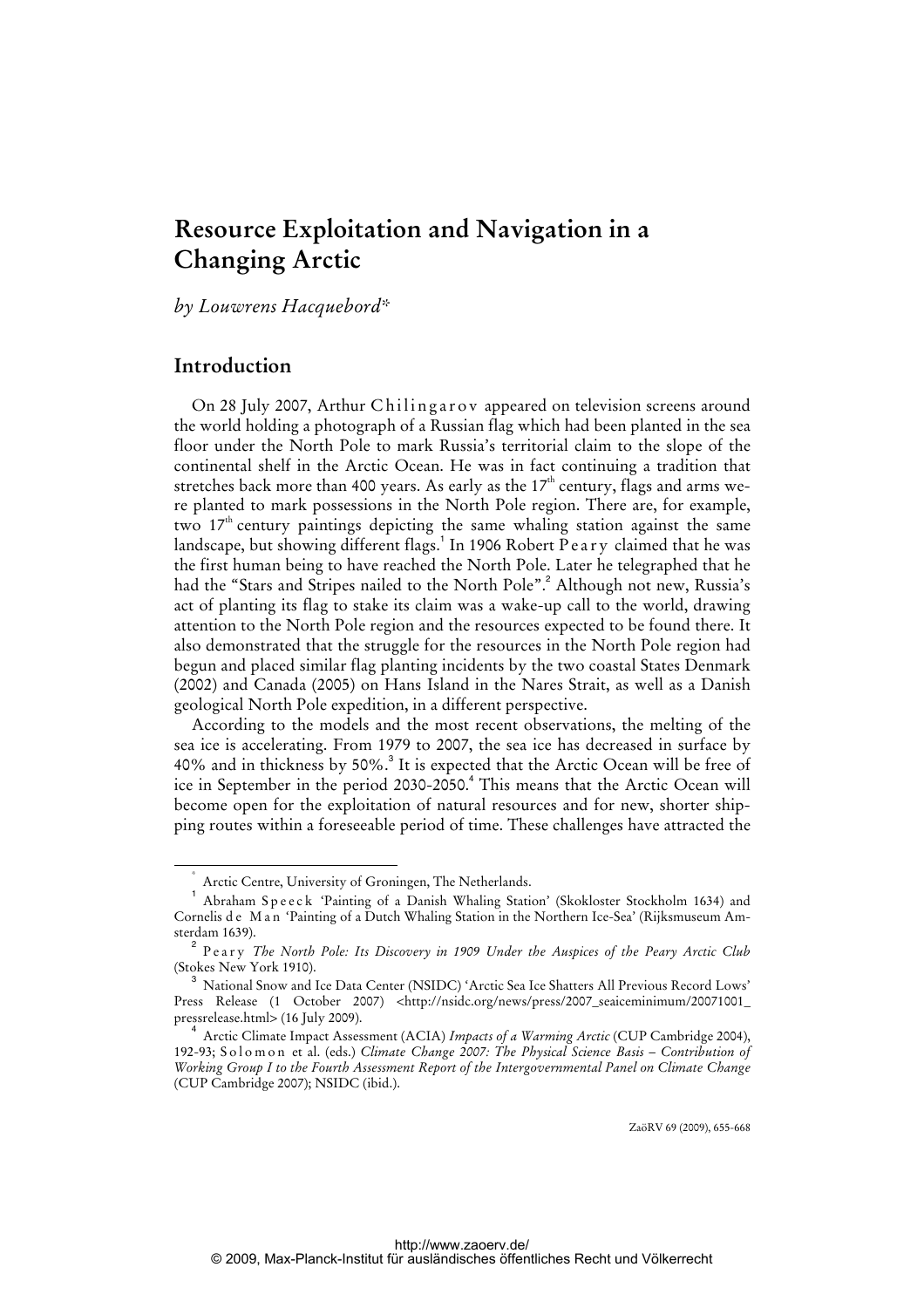# Resource Exploitation and Navigation in a Changing Arctic

*by Louwrens Hacquebord\**

## Introduction

On 28 July 2007, Arthur Chilingarov appeared on television screens around the world holding a photograph of a Russian flag which had been planted in the sea floor under the North Pole to mark Russia's territorial claim to the slope of the continental shelf in the Arctic Ocean. He was in fact continuing a tradition that stretches back more than 400 years. As early as the 17th century, flags and arms were planted to mark possessions in the North Pole region. There are, for example, two 17th century paintings depicting the same whaling station against the same landscape, but showing different flags.[1] In 1906 Robert Peary claimed that he was the first human being to have reached the North Pole. Later he telegraphed that he had the "Stars and Stripes nailed to the North Pole".[2] Although not new, Russia's act of planting its flag to stake its claim was a wake-up call to the world, drawing attention to the North Pole region and the resources expected to be found there. It also demonstrated that the struggle for the resources in the North Pole region had begun and placed similar flag planting incidents by the two coastal States Denmark (2002) and Canada (2005) on Hans Island in the Nares Strait, as well as a Danish geological North Pole expedition, in a different perspective.

According to the models and the most recent observations, the melting of the sea ice is accelerating. From 1979 to 2007, the sea ice has decreased in surface by 40% and in thickness by 50%.[3] It is expected that the Arctic Ocean will be free of ice in September in the period 2030-2050.[4] This means that the Arctic Ocean will become open for the exploitation of natural resources and for new, shorter shipping routes within a foreseeable period of time. These challenges have attracted the

---

\* Arctic Centre, University of Groningen, The Netherlands.

[1] Abraham Speeck 'Painting of a Danish Whaling Station' (Skokloster Stockholm 1634) and Cornelis de Man 'Painting of a Dutch Whaling Station in the Northern Ice-Sea' (Rijksmuseum Amsterdam 1639).

[2] Peary *The North Pole: Its Discovery in 1909 Under the Auspices of the Peary Arctic Club* (Stokes New York 1910).

[3] National Snow and Ice Data Center (NSIDC) 'Arctic Sea Ice Shatters All Previous Record Lows' Press Release (1 October 2007) <http://nsidc.org/news/press/2007_seaiceminimum/20071001_pressrelease.html> (16 July 2009).

[4] Arctic Climate Impact Assessment (ACIA) *Impacts of a Warming Arctic* (CUP Cambridge 2004), 192-93; Solomon et al. (eds.) *Climate Change 2007: The Physical Science Basis – Contribution of Working Group I to the Fourth Assessment Report of the Intergovernmental Panel on Climate Change* (CUP Cambridge 2007); NSIDC (ibid.).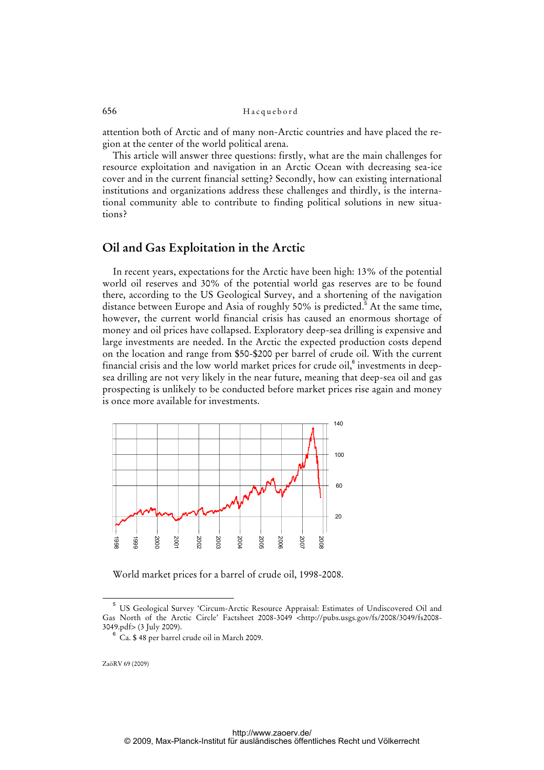attention both of Arctic and of many non-Arctic countries and have placed the region at the center of the world political arena.

This article will answer three questions: firstly, what are the main challenges for resource exploitation and navigation in an Arctic Ocean with decreasing sea-ice cover and in the current financial setting? Secondly, how can existing international institutions and organizations address these challenges and thirdly, is the international community able to contribute to finding political solutions in new situations?

## Oil and Gas Exploitation in the Arctic

In recent years, expectations for the Arctic have been high: 13% of the potential world oil reserves and 30% of the potential world gas reserves are to be found there, according to the US Geological Survey, and a shortening of the navigation distance between Europe and Asia of roughly 50% is predicted.[5] At the same time, however, the current world financial crisis has caused an enormous shortage of money and oil prices have collapsed. Exploratory deep-sea drilling is expensive and large investments are needed. In the Arctic the expected production costs depend on the location and range from $50-$200 per barrel of crude oil. With the current financial crisis and the low world market prices for crude oil,[6] investments in deep-sea drilling are not very likely in the near future, meaning that deep-sea oil and gas prospecting is unlikely to be conducted before market prices rise again and money is once more available for investments.

World market prices for a barrel of crude oil, 1998-2008.

[5] US Geological Survey 'Circum-Arctic Resource Appraisal: Estimates of Undiscovered Oil and Gas North of the Arctic Circle' Factsheet 2008-3049 <http://pubs.usgs.gov/fs/2008/3049/fs2008-3049.pdf> (3 July 2009).

[6] Ca. $ 48 per barrel crude oil in March 2009.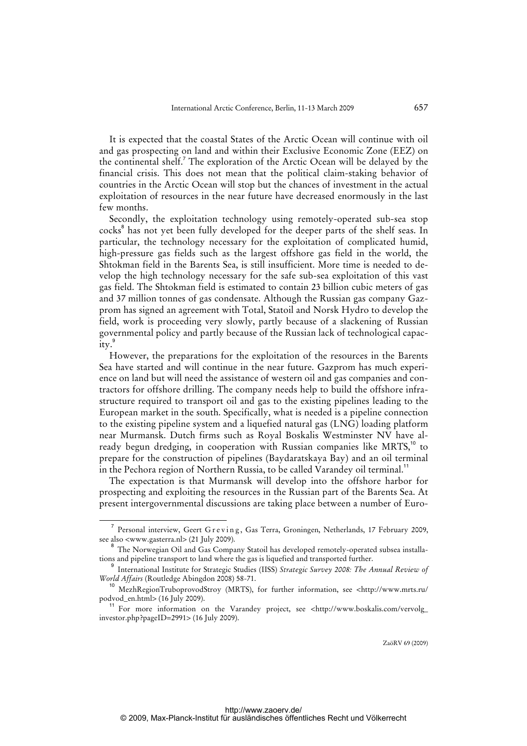It is expected that the coastal States of the Arctic Ocean will continue with oil and gas prospecting on land and within their Exclusive Economic Zone (EEZ) on the continental shelf.[7] The exploration of the Arctic Ocean will be delayed by the financial crisis. This does not mean that the political claim-staking behavior of countries in the Arctic Ocean will stop but the chances of investment in the actual exploitation of resources in the near future have decreased enormously in the last few months.

Secondly, the exploitation technology using remotely-operated sub-sea stop cocks[8] has not yet been fully developed for the deeper parts of the shelf seas. In particular, the technology necessary for the exploitation of complicated humid, high-pressure gas fields such as the largest offshore gas field in the world, the Shtokman field in the Barents Sea, is still insufficient. More time is needed to develop the high technology necessary for the safe sub-sea exploitation of this vast gas field. The Shtokman field is estimated to contain 23 billion cubic meters of gas and 37 million tonnes of gas condensate. Although the Russian gas company Gazprom has signed an agreement with Total, Statoil and Norsk Hydro to develop the field, work is proceeding very slowly, partly because of a slackening of Russian governmental policy and partly because of the Russian lack of technological capacity.[9]

However, the preparations for the exploitation of the resources in the Barents Sea have started and will continue in the near future. Gazprom has much experience on land but will need the assistance of western oil and gas companies and contractors for offshore drilling. The company needs help to build the offshore infrastructure required to transport oil and gas to the existing pipelines leading to the European market in the south. Specifically, what is needed is a pipeline connection to the existing pipeline system and a liquefied natural gas (LNG) loading platform near Murmansk. Dutch firms such as Royal Boskalis Westminster NV have already begun dredging, in cooperation with Russian companies like MRTS,[10] to prepare for the construction of pipelines (Baydaratskaya Bay) and an oil terminal in the Pechora region of Northern Russia, to be called Varandey oil terminal.[11]

The expectation is that Murmansk will develop into the offshore harbor for prospecting and exploiting the resources in the Russian part of the Barents Sea. At present intergovernmental discussions are taking place between a number of Euro-

---

[7] Personal interview, Geert Greving, Gas Terra, Groningen, Netherlands, 17 February 2009, see also <www.gasterra.nl> (21 July 2009).

[8] The Norwegian Oil and Gas Company Statoil has developed remotely-operated subsea installations and pipeline transport to land where the gas is liquefied and transported further.

[9] International Institute for Strategic Studies (IISS) *Strategic Survey 2008: The Annual Review of World Affairs* (Routledge Abingdon 2008) 58-71.

[10] MezhRegionTruboprovodStroy (MRTS), for further information, see <http://www.mrts.ru/podvod_en.html> (16 July 2009).

[11] For more information on the Varandey project, see <http://www.boskalis.com/vervolg_investor.php?pageID=2991> (16 July 2009).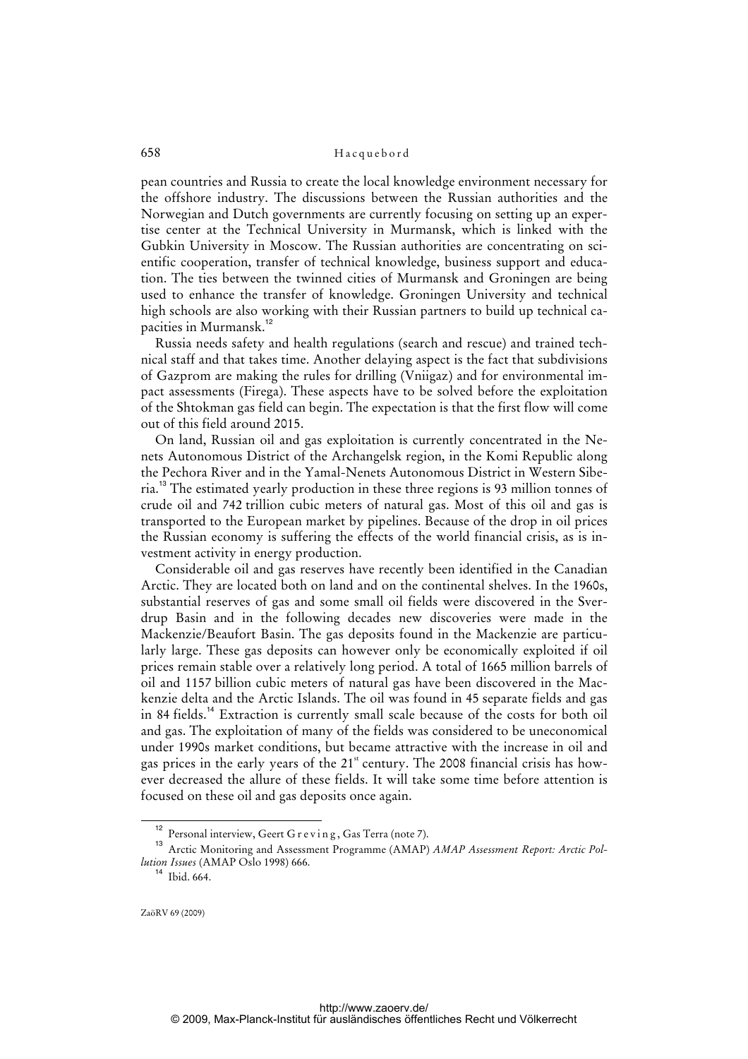pean countries and Russia to create the local knowledge environment necessary for the offshore industry. The discussions between the Russian authorities and the Norwegian and Dutch governments are currently focusing on setting up an expertise center at the Technical University in Murmansk, which is linked with the Gubkin University in Moscow. The Russian authorities are concentrating on scientific cooperation, transfer of technical knowledge, business support and education. The ties between the twinned cities of Murmansk and Groningen are being used to enhance the transfer of knowledge. Groningen University and technical high schools are also working with their Russian partners to build up technical capacities in Murmansk.[12]

Russia needs safety and health regulations (search and rescue) and trained technical staff and that takes time. Another delaying aspect is the fact that subdivisions of Gazprom are making the rules for drilling (Vniigaz) and for environmental impact assessments (Firega). These aspects have to be solved before the exploitation of the Shtokman gas field can begin. The expectation is that the first flow will come out of this field around 2015.

On land, Russian oil and gas exploitation is currently concentrated in the Nenets Autonomous District of the Archangelsk region, in the Komi Republic along the Pechora River and in the Yamal-Nenets Autonomous District in Western Siberia.[13] The estimated yearly production in these three regions is 93 million tonnes of crude oil and 742 trillion cubic meters of natural gas. Most of this oil and gas is transported to the European market by pipelines. Because of the drop in oil prices the Russian economy is suffering the effects of the world financial crisis, as is investment activity in energy production.

Considerable oil and gas reserves have recently been identified in the Canadian Arctic. They are located both on land and on the continental shelves. In the 1960s, substantial reserves of gas and some small oil fields were discovered in the Sverdrup Basin and in the following decades new discoveries were made in the Mackenzie/Beaufort Basin. The gas deposits found in the Mackenzie are particularly large. These gas deposits can however only be economically exploited if oil prices remain stable over a relatively long period. A total of 1665 million barrels of oil and 1157 billion cubic meters of natural gas have been discovered in the Mackenzie delta and the Arctic Islands. The oil was found in 45 separate fields and gas in 84 fields.[14] Extraction is currently small scale because of the costs for both oil and gas. The exploitation of many of the fields was considered to be uneconomical under 1990s market conditions, but became attractive with the increase in oil and gas prices in the early years of the 21st century. The 2008 financial crisis has however decreased the allure of these fields. It will take some time before attention is focused on these oil and gas deposits once again.

---

[12] Personal interview, Geert Greving, Gas Terra (note 7).

[13] Arctic Monitoring and Assessment Programme (AMAP) *AMAP Assessment Report: Arctic Pollution Issues* (AMAP Oslo 1998) 666.

[14] Ibid. 664.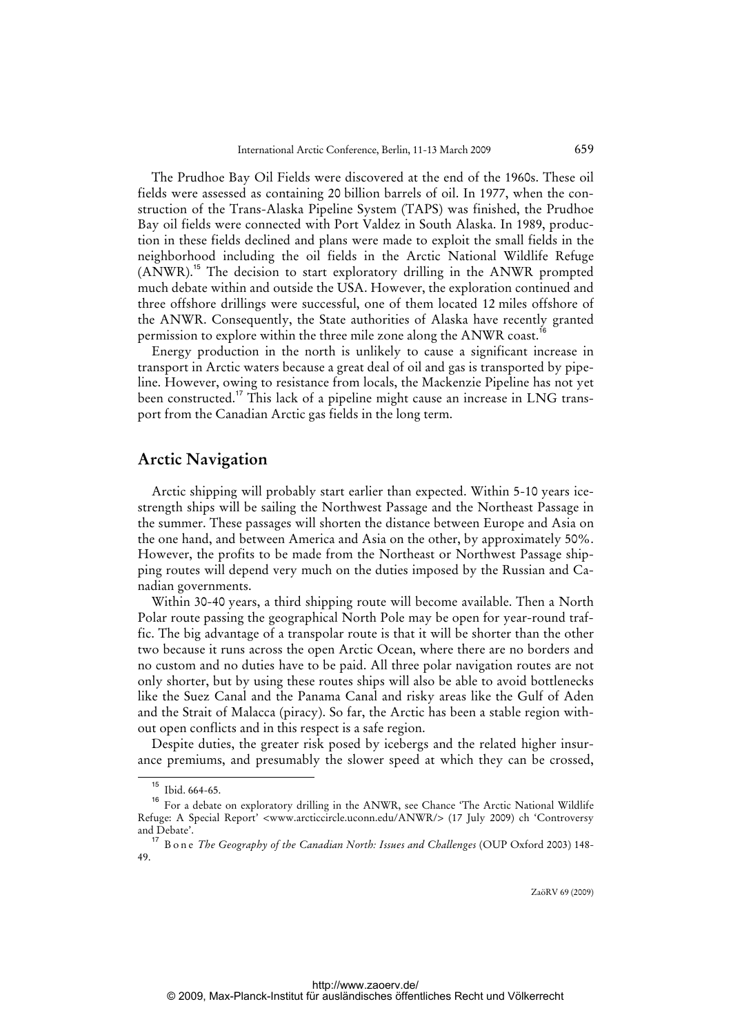The Prudhoe Bay Oil Fields were discovered at the end of the 1960s. These oil fields were assessed as containing 20 billion barrels of oil. In 1977, when the construction of the Trans-Alaska Pipeline System (TAPS) was finished, the Prudhoe Bay oil fields were connected with Port Valdez in South Alaska. In 1989, production in these fields declined and plans were made to exploit the small fields in the neighborhood including the oil fields in the Arctic National Wildlife Refuge (ANWR).[15] The decision to start exploratory drilling in the ANWR prompted much debate within and outside the USA. However, the exploration continued and three offshore drillings were successful, one of them located 12 miles offshore of the ANWR. Consequently, the State authorities of Alaska have recently granted permission to explore within the three mile zone along the ANWR coast.[16]

Energy production in the north is unlikely to cause a significant increase in transport in Arctic waters because a great deal of oil and gas is transported by pipeline. However, owing to resistance from locals, the Mackenzie Pipeline has not yet been constructed.[17] This lack of a pipeline might cause an increase in LNG transport from the Canadian Arctic gas fields in the long term.

## Arctic Navigation

Arctic shipping will probably start earlier than expected. Within 5-10 years ice-strength ships will be sailing the Northwest Passage and the Northeast Passage in the summer. These passages will shorten the distance between Europe and Asia on the one hand, and between America and Asia on the other, by approximately 50%. However, the profits to be made from the Northeast or Northwest Passage shipping routes will depend very much on the duties imposed by the Russian and Canadian governments.

Within 30-40 years, a third shipping route will become available. Then a North Polar route passing the geographical North Pole may be open for year-round traffic. The big advantage of a transpolar route is that it will be shorter than the other two because it runs across the open Arctic Ocean, where there are no borders and no custom and no duties have to be paid. All three polar navigation routes are not only shorter, but by using these routes ships will also be able to avoid bottlenecks like the Suez Canal and the Panama Canal and risky areas like the Gulf of Aden and the Strait of Malacca (piracy). So far, the Arctic has been a stable region without open conflicts and in this respect is a safe region.

Despite duties, the greater risk posed by icebergs and the related higher insurance premiums, and presumably the slower speed at which they can be crossed,

---

[15] Ibid. 664-65.

[16] For a debate on exploratory drilling in the ANWR, see Chance 'The Arctic National Wildlife Refuge: A Special Report' <www.arcticcircle.uconn.edu/ANWR/> (17 July 2009) ch 'Controversy and Debate'.

[17] Bone *The Geography of the Canadian North: Issues and Challenges* (OUP Oxford 2003) 148-49.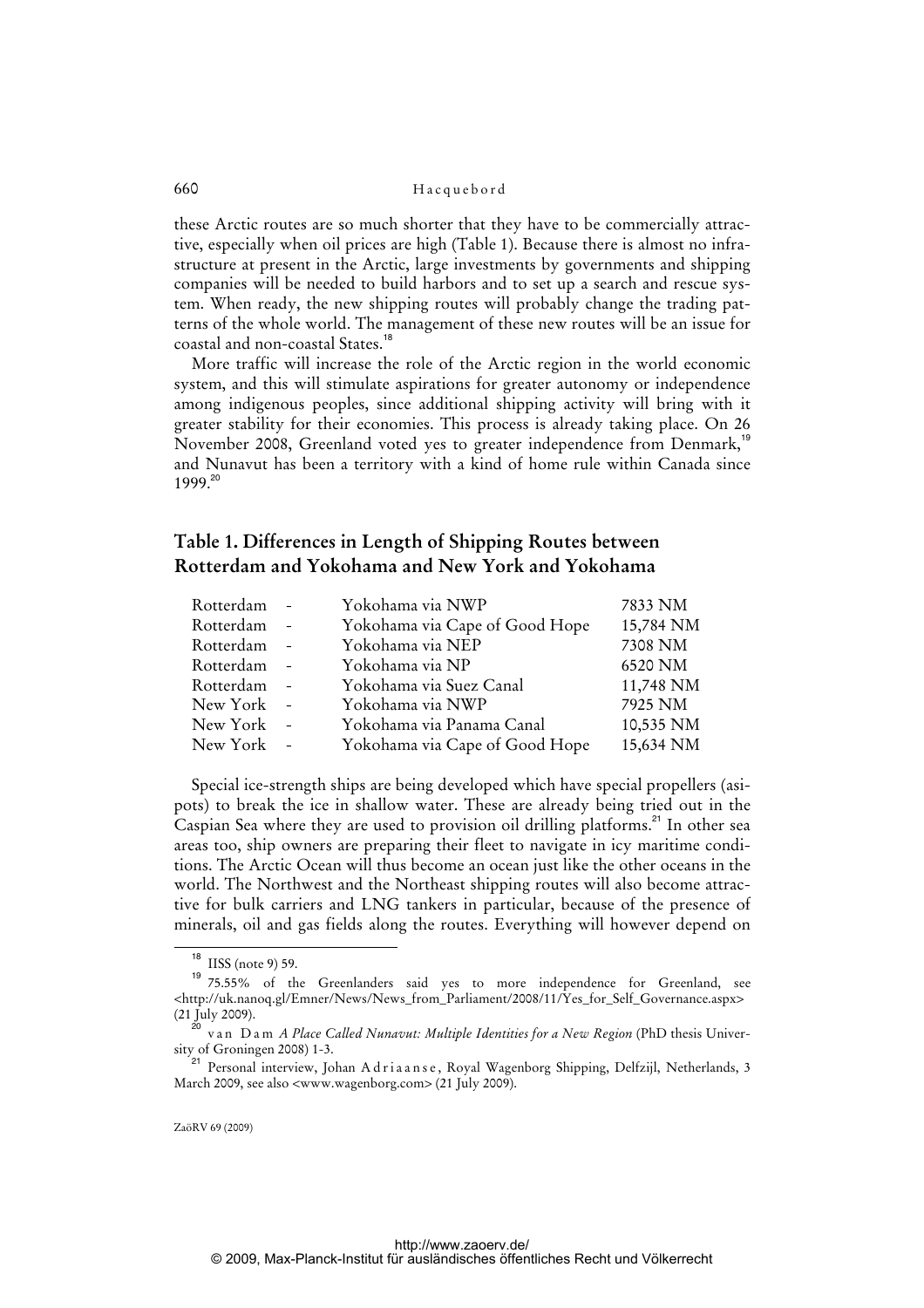these Arctic routes are so much shorter that they have to be commercially attractive, especially when oil prices are high (Table 1). Because there is almost no infrastructure at present in the Arctic, large investments by governments and shipping companies will be needed to build harbors and to set up a search and rescue system. When ready, the new shipping routes will probably change the trading patterns of the whole world. The management of these new routes will be an issue for coastal and non-coastal States.[18]

More traffic will increase the role of the Arctic region in the world economic system, and this will stimulate aspirations for greater autonomy or independence among indigenous peoples, since additional shipping activity will bring with it greater stability for their economies. This process is already taking place. On 26 November 2008, Greenland voted yes to greater independence from Denmark,[19] and Nunavut has been a territory with a kind of home rule within Canada since 1999.[20]

## Table 1. Differences in Length of Shipping Routes between Rotterdam and Yokohama and New York and Yokohama

| | | | |
|---|---|---|---|
| Rotterdam | - | Yokohama via NWP | 7833 NM |
| Rotterdam | - | Yokohama via Cape of Good Hope | 15,784 NM |
| Rotterdam | - | Yokohama via NEP | 7308 NM |
| Rotterdam | - | Yokohama via NP | 6520 NM |
| Rotterdam | - | Yokohama via Suez Canal | 11,748 NM |
| New York | - | Yokohama via NWP | 7925 NM |
| New York | - | Yokohama via Panama Canal | 10,535 NM |
| New York | - | Yokohama via Cape of Good Hope | 15,634 NM |

Special ice-strength ships are being developed which have special propellers (asipots) to break the ice in shallow water. These are already being tried out in the Caspian Sea where they are used to provision oil drilling platforms.[21] In other sea areas too, ship owners are preparing their fleet to navigate in icy maritime conditions. The Arctic Ocean will thus become an ocean just like the other oceans in the world. The Northwest and the Northeast shipping routes will also become attractive for bulk carriers and LNG tankers in particular, because of the presence of minerals, oil and gas fields along the routes. Everything will however depend on

---

[18] IISS (note 9) 59.

[19] 75.55% of the Greenlanders said yes to more independence for Greenland, see <http://uk.nanoq.gl/Emner/News/News_from_Parliament/2008/11/Yes_for_Self_Governance.aspx> (21 July 2009).

[20] van Dam *A Place Called Nunavut: Multiple Identities for a New Region* (PhD thesis University of Groningen 2008) 1-3.

[21] Personal interview, Johan Adriaanse, Royal Wagenborg Shipping, Delfzijl, Netherlands, 3 March 2009, see also <www.wagenborg.com> (21 July 2009).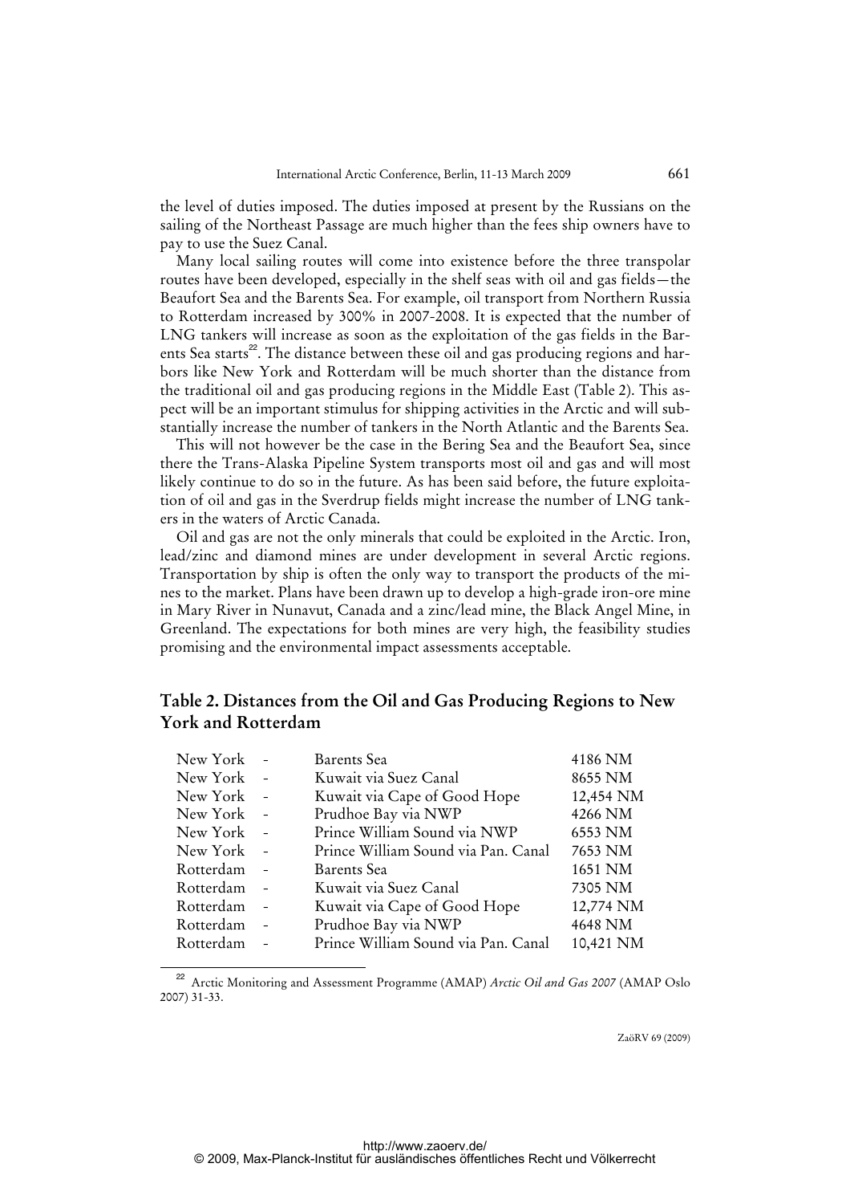the level of duties imposed. The duties imposed at present by the Russians on the sailing of the Northeast Passage are much higher than the fees ship owners have to pay to use the Suez Canal.

Many local sailing routes will come into existence before the three transpolar routes have been developed, especially in the shelf seas with oil and gas fields—the Beaufort Sea and the Barents Sea. For example, oil transport from Northern Russia to Rotterdam increased by 300% in 2007-2008. It is expected that the number of LNG tankers will increase as soon as the exploitation of the gas fields in the Barents Sea starts[22]. The distance between these oil and gas producing regions and harbors like New York and Rotterdam will be much shorter than the distance from the traditional oil and gas producing regions in the Middle East (Table 2). This aspect will be an important stimulus for shipping activities in the Arctic and will substantially increase the number of tankers in the North Atlantic and the Barents Sea.

This will not however be the case in the Bering Sea and the Beaufort Sea, since there the Trans-Alaska Pipeline System transports most oil and gas and will most likely continue to do so in the future. As has been said before, the future exploitation of oil and gas in the Sverdrup fields might increase the number of LNG tankers in the waters of Arctic Canada.

Oil and gas are not the only minerals that could be exploited in the Arctic. Iron, lead/zinc and diamond mines are under development in several Arctic regions. Transportation by ship is often the only way to transport the products of the mines to the market. Plans have been drawn up to develop a high-grade iron-ore mine in Mary River in Nunavut, Canada and a zinc/lead mine, the Black Angel Mine, in Greenland. The expectations for both mines are very high, the feasibility studies promising and the environmental impact assessments acceptable.

## Table 2. Distances from the Oil and Gas Producing Regions to New York and Rotterdam

| | | | |
|---|---|---|---|
| New York | - | Barents Sea | 4186 NM |
| New York | - | Kuwait via Suez Canal | 8655 NM |
| New York | - | Kuwait via Cape of Good Hope | 12,454 NM |
| New York | - | Prudhoe Bay via NWP | 4266 NM |
| New York | - | Prince William Sound via NWP | 6553 NM |
| New York | - | Prince William Sound via Pan. Canal | 7653 NM |
| Rotterdam | - | Barents Sea | 1651 NM |
| Rotterdam | - | Kuwait via Suez Canal | 7305 NM |
| Rotterdam | - | Kuwait via Cape of Good Hope | 12,774 NM |
| Rotterdam | - | Prudhoe Bay via NWP | 4648 NM |
| Rotterdam | - | Prince William Sound via Pan. Canal | 10,421 NM |

[22] Arctic Monitoring and Assessment Programme (AMAP) *Arctic Oil and Gas 2007* (AMAP Oslo 2007) 31-33.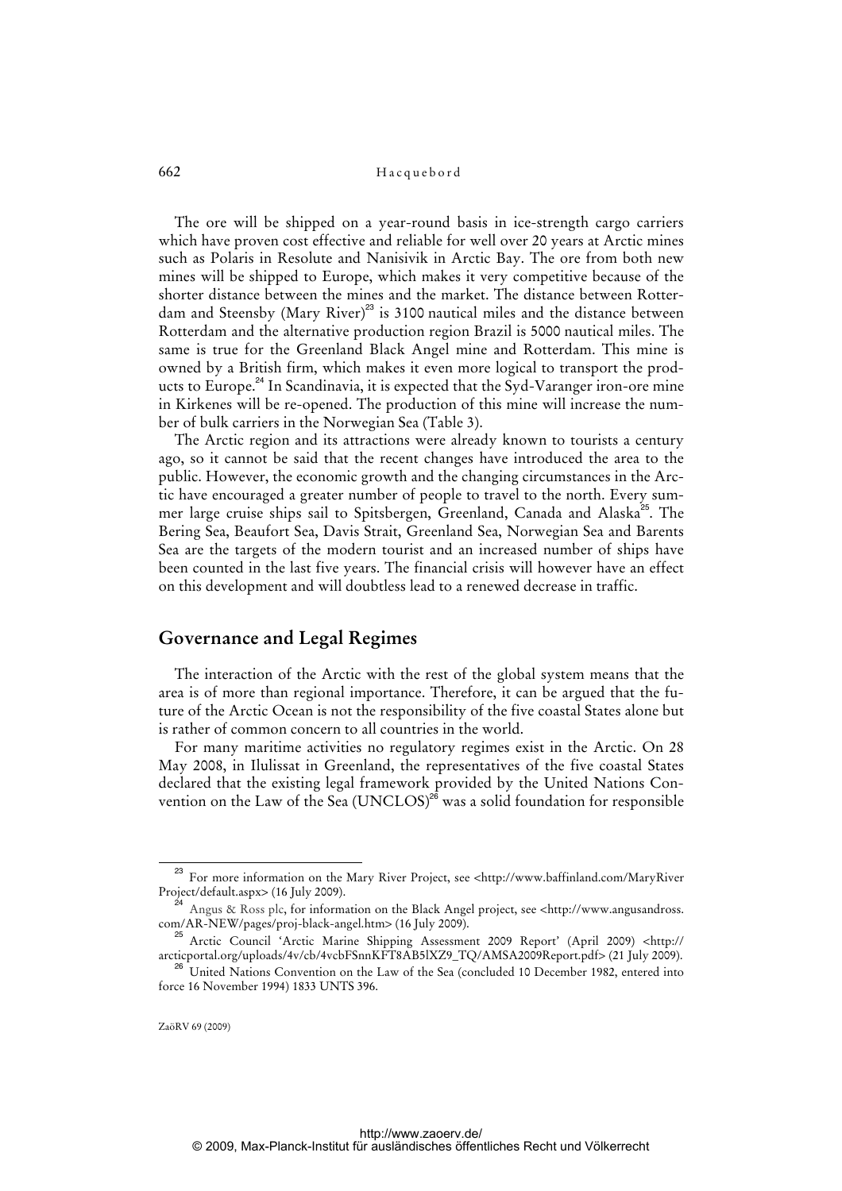The ore will be shipped on a year-round basis in ice-strength cargo carriers which have proven cost effective and reliable for well over 20 years at Arctic mines such as Polaris in Resolute and Nanisivik in Arctic Bay. The ore from both new mines will be shipped to Europe, which makes it very competitive because of the shorter distance between the mines and the market. The distance between Rotterdam and Steensby (Mary River)[23] is 3100 nautical miles and the distance between Rotterdam and the alternative production region Brazil is 5000 nautical miles. The same is true for the Greenland Black Angel mine and Rotterdam. This mine is owned by a British firm, which makes it even more logical to transport the products to Europe.[24] In Scandinavia, it is expected that the Syd-Varanger iron-ore mine in Kirkenes will be re-opened. The production of this mine will increase the number of bulk carriers in the Norwegian Sea (Table 3).

The Arctic region and its attractions were already known to tourists a century ago, so it cannot be said that the recent changes have introduced the area to the public. However, the economic growth and the changing circumstances in the Arctic have encouraged a greater number of people to travel to the north. Every summer large cruise ships sail to Spitsbergen, Greenland, Canada and Alaska[25]. The Bering Sea, Beaufort Sea, Davis Strait, Greenland Sea, Norwegian Sea and Barents Sea are the targets of the modern tourist and an increased number of ships have been counted in the last five years. The financial crisis will however have an effect on this development and will doubtless lead to a renewed decrease in traffic.

## Governance and Legal Regimes

The interaction of the Arctic with the rest of the global system means that the area is of more than regional importance. Therefore, it can be argued that the future of the Arctic Ocean is not the responsibility of the five coastal States alone but is rather of common concern to all countries in the world.

For many maritime activities no regulatory regimes exist in the Arctic. On 28 May 2008, in Ilulissat in Greenland, the representatives of the five coastal States declared that the existing legal framework provided by the United Nations Convention on the Law of the Sea (UNCLOS)[26] was a solid foundation for responsible

---

[23] For more information on the Mary River Project, see <http://www.baffinland.com/MaryRiverProject/default.aspx> (16 July 2009).

[24] Angus & Ross plc, for information on the Black Angel project, see <http://www.angusandross.com/AR-NEW/pages/proj-black-angel.htm> (16 July 2009).

[25] Arctic Council 'Arctic Marine Shipping Assessment 2009 Report' (April 2009) <http://arcticportal.org/uploads/4v/cb/4vcbFSnnKFT8AB5lXZ9_TQ/AMSA2009Report.pdf> (21 July 2009).

[26] United Nations Convention on the Law of the Sea (concluded 10 December 1982, entered into force 16 November 1994) 1833 UNTS 396.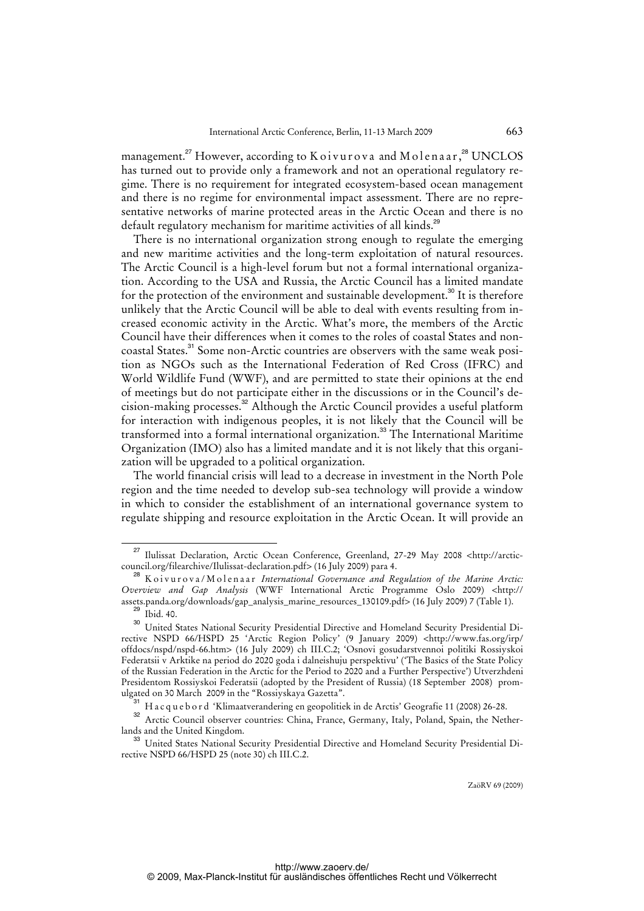management.[27] However, according to Koivurova and Molenaar,[28] UNCLOS has turned out to provide only a framework and not an operational regulatory regime. There is no requirement for integrated ecosystem-based ocean management and there is no regime for environmental impact assessment. There are no representative networks of marine protected areas in the Arctic Ocean and there is no default regulatory mechanism for maritime activities of all kinds.[29]

There is no international organization strong enough to regulate the emerging and new maritime activities and the long-term exploitation of natural resources. The Arctic Council is a high-level forum but not a formal international organization. According to the USA and Russia, the Arctic Council has a limited mandate for the protection of the environment and sustainable development.[30] It is therefore unlikely that the Arctic Council will be able to deal with events resulting from increased economic activity in the Arctic. What's more, the members of the Arctic Council have their differences when it comes to the roles of coastal States and non-coastal States.[31] Some non-Arctic countries are observers with the same weak position as NGOs such as the International Federation of Red Cross (IFRC) and World Wildlife Fund (WWF), and are permitted to state their opinions at the end of meetings but do not participate either in the discussions or in the Council's decision-making processes.[32] Although the Arctic Council provides a useful platform for interaction with indigenous peoples, it is not likely that the Council will be transformed into a formal international organization.[33] The International Maritime Organization (IMO) also has a limited mandate and it is not likely that this organization will be upgraded to a political organization.

The world financial crisis will lead to a decrease in investment in the North Pole region and the time needed to develop sub-sea technology will provide a window in which to consider the establishment of an international governance system to regulate shipping and resource exploitation in the Arctic Ocean. It will provide an

---

[27] Ilulissat Declaration, Arctic Ocean Conference, Greenland, 27-29 May 2008 <http://arctic-council.org/filearchive/Ilulissat-declaration.pdf> (16 July 2009) para 4.

[28] Koivurova/Molenaar *International Governance and Regulation of the Marine Arctic: Overview and Gap Analysis* (WWF International Arctic Programme Oslo 2009) <http://assets.panda.org/downloads/gap_analysis_marine_resources_130109.pdf> (16 July 2009) 7 (Table 1).

[29] Ibid. 40.

[30] United States National Security Presidential Directive and Homeland Security Presidential Directive NSPD 66/HSPD 25 'Arctic Region Policy' (9 January 2009) <http://www.fas.org/irp/offdocs/nspd/nspd-66.htm> (16 July 2009) ch III.C.2; 'Osnovi gosudarstvennoi politiki Rossiyskoi Federatsii v Arktike na period do 2020 goda i dalneishuju perspektivu' ('The Basics of the State Policy of the Russian Federation in the Arctic for the Period to 2020 and a Further Perspective') Utverzhdeni Presidentom Rossiyskoi Federatsii (adopted by the President of Russia) (18 September 2008) promulgated on 30 March 2009 in the "Rossiyskaya Gazetta".

[31] Hacquebord 'Klimaatverandering en geopolitiek in de Arctis' Geografie 11 (2008) 26-28.

[32] Arctic Council observer countries: China, France, Germany, Italy, Poland, Spain, the Netherlands and the United Kingdom.

[33] United States National Security Presidential Directive and Homeland Security Presidential Directive NSPD 66/HSPD 25 (note 30) ch III.C.2.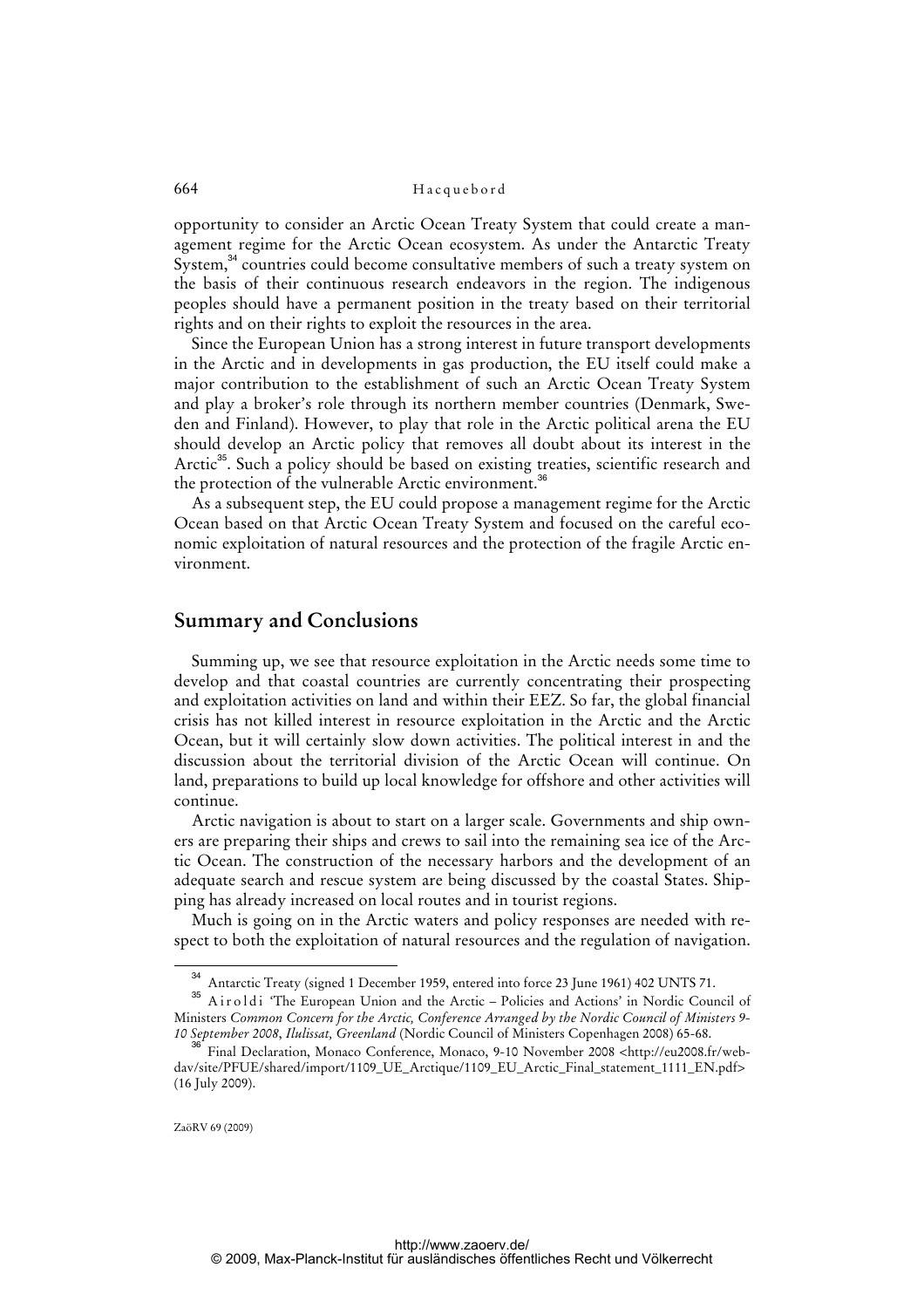opportunity to consider an Arctic Ocean Treaty System that could create a management regime for the Arctic Ocean ecosystem. As under the Antarctic Treaty System,[34] countries could become consultative members of such a treaty system on the basis of their continuous research endeavors in the region. The indigenous peoples should have a permanent position in the treaty based on their territorial rights and on their rights to exploit the resources in the area.

Since the European Union has a strong interest in future transport developments in the Arctic and in developments in gas production, the EU itself could make a major contribution to the establishment of such an Arctic Ocean Treaty System and play a broker's role through its northern member countries (Denmark, Sweden and Finland). However, to play that role in the Arctic political arena the EU should develop an Arctic policy that removes all doubt about its interest in the Arctic[35]. Such a policy should be based on existing treaties, scientific research and the protection of the vulnerable Arctic environment.[36]

As a subsequent step, the EU could propose a management regime for the Arctic Ocean based on that Arctic Ocean Treaty System and focused on the careful economic exploitation of natural resources and the protection of the fragile Arctic environment.

## Summary and Conclusions

Summing up, we see that resource exploitation in the Arctic needs some time to develop and that coastal countries are currently concentrating their prospecting and exploitation activities on land and within their EEZ. So far, the global financial crisis has not killed interest in resource exploitation in the Arctic and the Arctic Ocean, but it will certainly slow down activities. The political interest in and the discussion about the territorial division of the Arctic Ocean will continue. On land, preparations to build up local knowledge for offshore and other activities will continue.

Arctic navigation is about to start on a larger scale. Governments and ship owners are preparing their ships and crews to sail into the remaining sea ice of the Arctic Ocean. The construction of the necessary harbors and the development of an adequate search and rescue system are being discussed by the coastal States. Shipping has already increased on local routes and in tourist regions.

Much is going on in the Arctic waters and policy responses are needed with respect to both the exploitation of natural resources and the regulation of navigation.

---

[34] Antarctic Treaty (signed 1 December 1959, entered into force 23 June 1961) 402 UNTS 71.

[35] Airoldi 'The European Union and the Arctic – Policies and Actions' in Nordic Council of Ministers *Common Concern for the Arctic, Conference Arranged by the Nordic Council of Ministers 9-10 September 2008, Ilulissat, Greenland* (Nordic Council of Ministers Copenhagen 2008) 65-68.

[36] Final Declaration, Monaco Conference, Monaco, 9-10 November 2008 <http://eu2008.fr/webdav/site/PFUE/shared/import/1109_UE_Arctique/1109_EU_Arctic_Final_statement_1111_EN.pdf> (16 July 2009).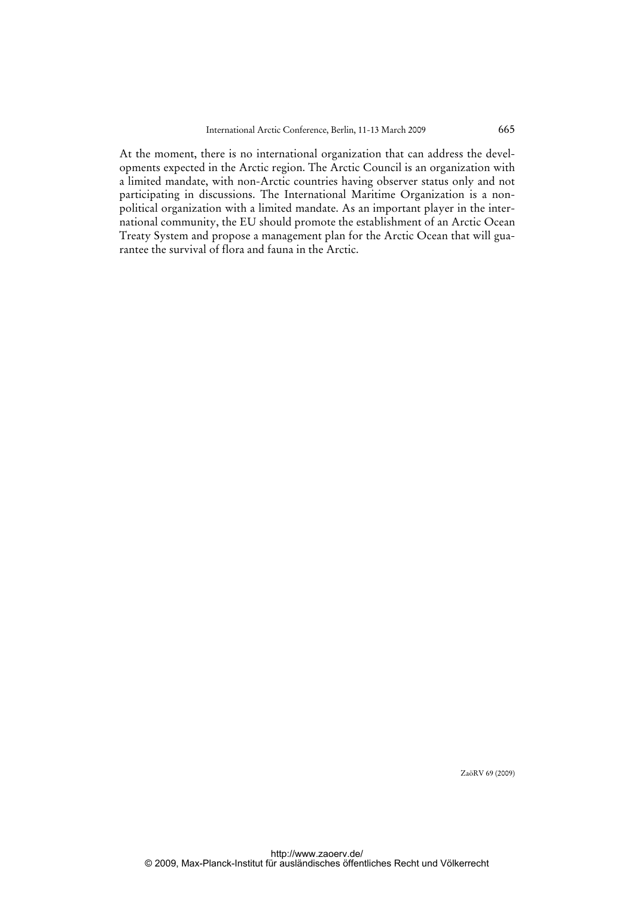At the moment, there is no international organization that can address the developments expected in the Arctic region. The Arctic Council is an organization with a limited mandate, with non-Arctic countries having observer status only and not participating in discussions. The International Maritime Organization is a non-political organization with a limited mandate. As an important player in the international community, the EU should promote the establishment of an Arctic Ocean Treaty System and propose a management plan for the Arctic Ocean that will guarantee the survival of flora and fauna in the Arctic.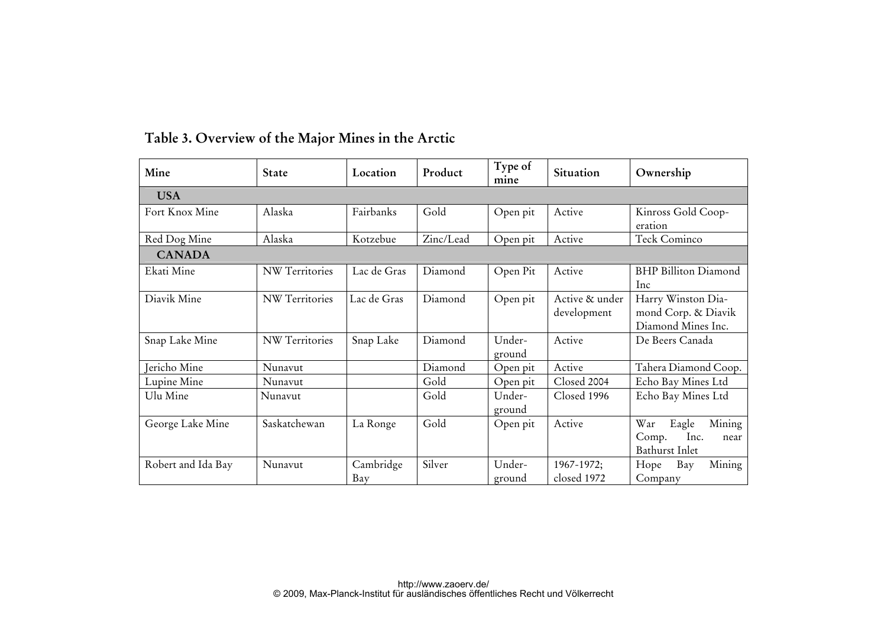## Table 3. Overview of the Major Mines in the Arctic

| Mine | State | Location | Product | Type of mine | Situation | Ownership |
|---|---|---|---|---|---|---|
| **USA** | | | | | | |
| Fort Knox Mine | Alaska | Fairbanks | Gold | Open pit | Active | Kinross Gold Coop-eration |
| Red Dog Mine | Alaska | Kotzebue | Zinc/Lead | Open pit | Active | Teck Cominco |
| **CANADA** | | | | | | |
| Ekati Mine | NW Territories | Lac de Gras | Diamond | Open Pit | Active | BHP Billiton Diamond Inc |
| Diavik Mine | NW Territories | Lac de Gras | Diamond | Open pit | Active & under development | Harry Winston Dia-mond Corp. & Diavik Diamond Mines Inc. |
| Snap Lake Mine | NW Territories | Snap Lake | Diamond | Under-ground | Active | De Beers Canada |
| Jericho Mine | Nunavut | | Diamond | Open pit | Active | Tahera Diamond Coop. |
| Lupine Mine | Nunavut | | Gold | Open pit | Closed 2004 | Echo Bay Mines Ltd |
| Ulu Mine | Nunavut | | Gold | Under-ground | Closed 1996 | Echo Bay Mines Ltd |
| George Lake Mine | Saskatchewan | La Ronge | Gold | Open pit | Active | War Eagle Mining Comp. Inc. near Bathurst Inlet |
| Robert and Ida Bay | Nunavut | Cambridge Bay | Silver | Under-ground | 1967-1972; closed 1972 | Hope Bay Mining Company |

http://www.zaoerv.de/
© 2009, Max-Planck-Institut für ausländisches öffentliches Recht und Völkerrecht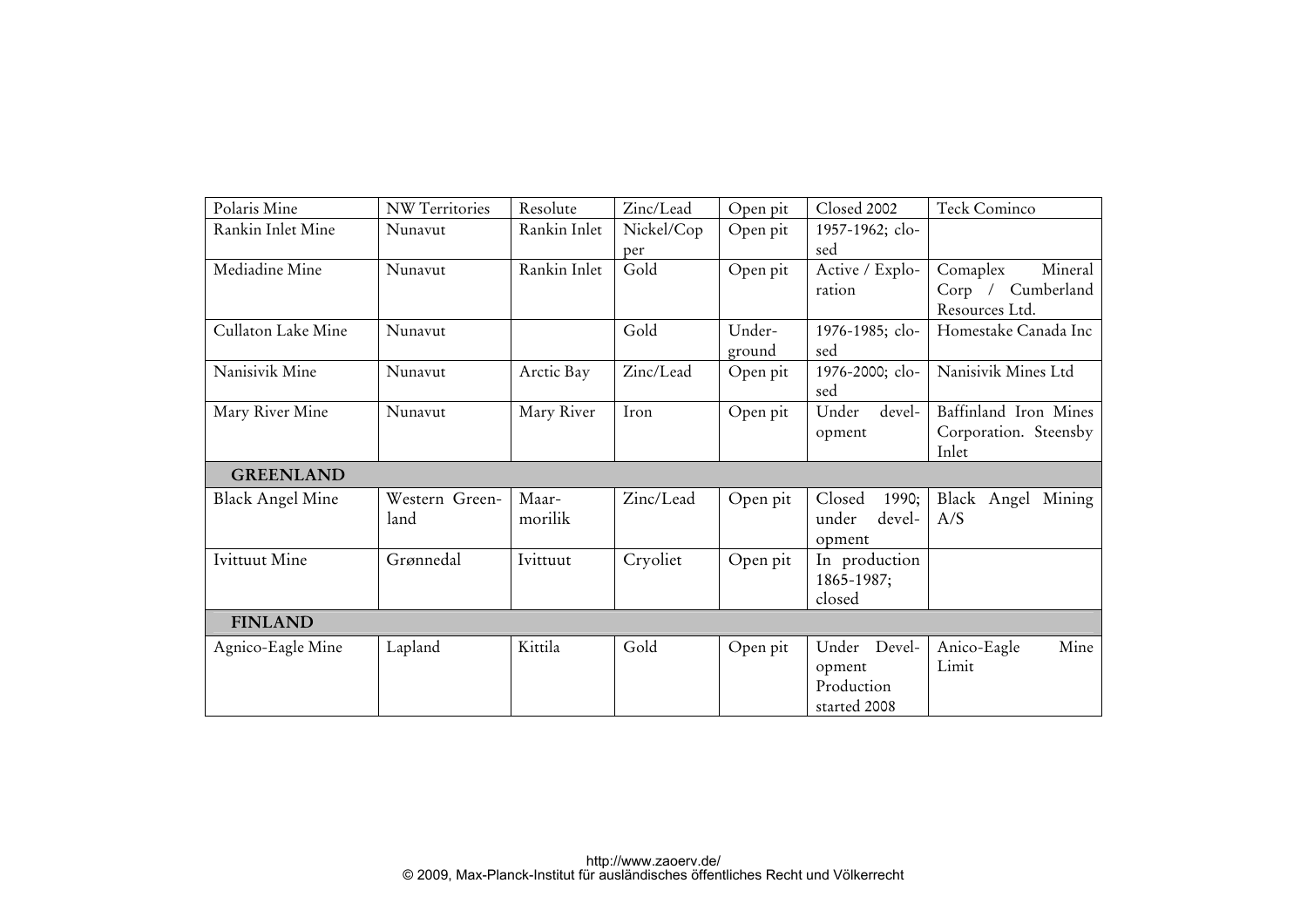| | | | | | | |
|---|---|---|---|---|---|---|
| Polaris Mine | NW Territories | Resolute | Zinc/Lead | Open pit | Closed 2002 | Teck Cominco |
| Rankin Inlet Mine | Nunavut | Rankin Inlet | Nickel/Copper | Open pit | 1957-1962; closed | |
| Mediadine Mine | Nunavut | Rankin Inlet | Gold | Open pit | Active / Exploration | Comaplex Mineral Corp / Cumberland Resources Ltd. |
| Cullaton Lake Mine | Nunavut | | Gold | Underground | 1976-1985; closed | Homestake Canada Inc |
| Nanisivik Mine | Nunavut | Arctic Bay | Zinc/Lead | Open pit | 1976-2000; closed | Nanisivik Mines Ltd |
| Mary River Mine | Nunavut | Mary River | Iron | Open pit | Under development | Baffinland Iron Mines Corporation. Steensby Inlet |
| **GREENLAND** | | | | | | |
| Black Angel Mine | Western Greenland | Maarmorilik | Zinc/Lead | Open pit | Closed 1990; under development | Black Angel Mining A/S |
| Ivittuut Mine | Grønnedal | Ivittuut | Cryoliet | Open pit | In production 1865-1987; closed | |
| **FINLAND** | | | | | | |
| Agnico-Eagle Mine | Lapland | Kittila | Gold | Open pit | Under Development Production started 2008 | Anico-Eagle Mine Limit |

http://www.zaoerv.de/
© 2009, Max-Planck-Institut für ausländisches öffentliches Recht und Völkerrecht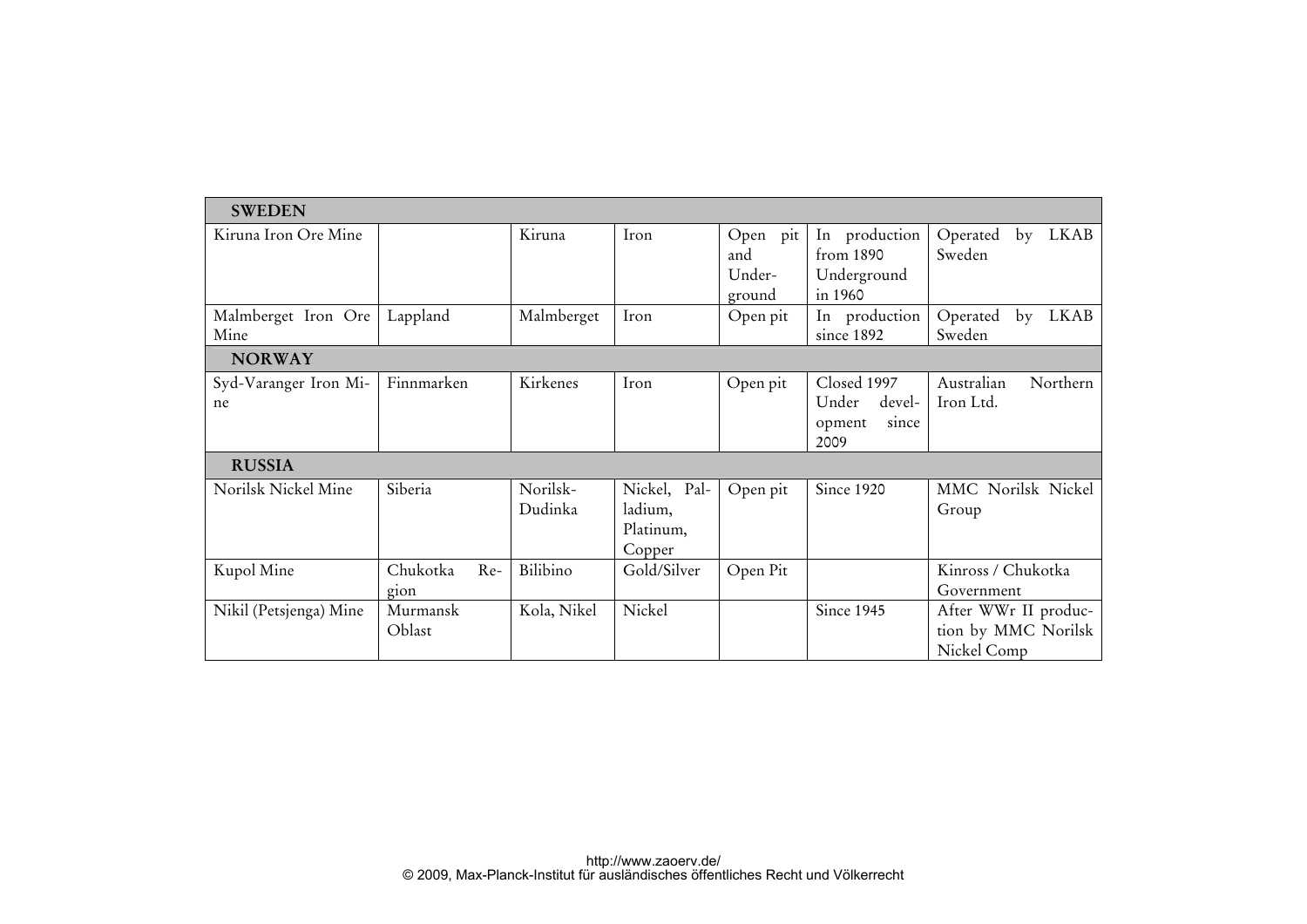| | | | | | | |
|---|---|---|---|---|---|---|
| **SWEDEN** | | | | | | |
| Kiruna Iron Ore Mine | | Kiruna | Iron | Open pit and Under-ground | In production from 1890 Underground in 1960 | Operated by LKAB Sweden |
| Malmberget Iron Ore Mine | Lappland | Malmberget | Iron | Open pit | In production since 1892 | Operated by LKAB Sweden |
| **NORWAY** | | | | | | |
| Syd-Varanger Iron Mi-ne | Finnmarken | Kirkenes | Iron | Open pit | Closed 1997 Under devel-opment since 2009 | Australian Northern Iron Ltd. |
| **RUSSIA** | | | | | | |
| Norilsk Nickel Mine | Siberia | Norilsk-Dudinka | Nickel, Pal-ladium, Platinum, Copper | Open pit | Since 1920 | MMC Norilsk Nickel Group |
| Kupol Mine | Chukotka Re-gion | Bilibino | Gold/Silver | Open Pit | | Kinross / Chukotka Government |
| Nikil (Petsjenga) Mine | Murmansk Oblast | Kola, Nikel | Nickel | | Since 1945 | After WWr II produc-tion by MMC Norilsk Nickel Comp |